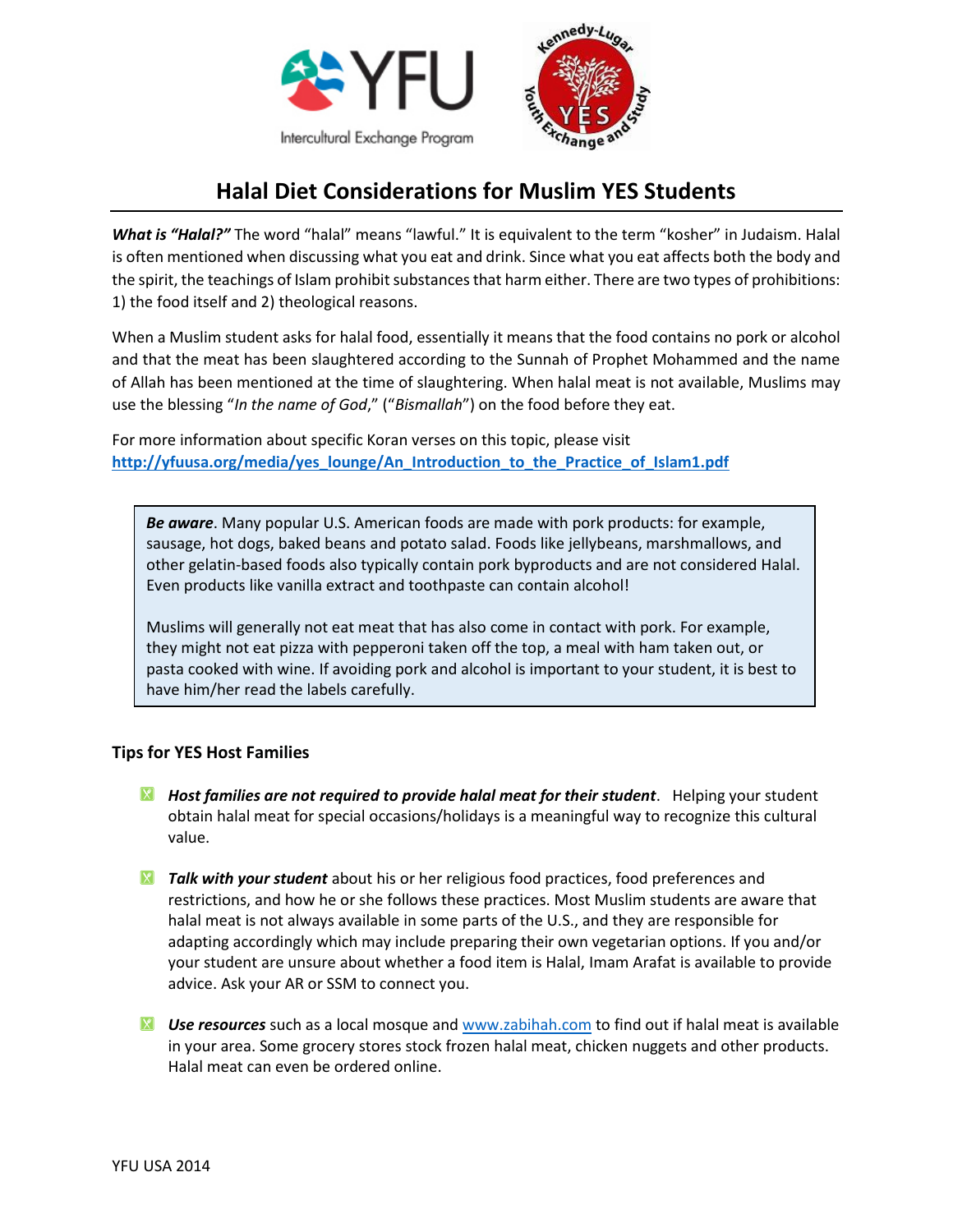# Halal Diet Considerations for Muslim YES Students

***What is "Halal?"*** The word "halal" means "lawful." It is equivalent to the term "kosher" in Judaism. Halal is often mentioned when discussing what you eat and drink. Since what you eat affects both the body and the spirit, the teachings of Islam prohibit substances that harm either. There are two types of prohibitions: 1) the food itself and 2) theological reasons.

When a Muslim student asks for halal food, essentially it means that the food contains no pork or alcohol and that the meat has been slaughtered according to the Sunnah of Prophet Mohammed and the name of Allah has been mentioned at the time of slaughtering. When halal meat is not available, Muslims may use the blessing "*In the name of God*," ("*Bismallah*") on the food before they eat.

For more information about specific Koran verses on this topic, please visit **http://yfuusa.org/media/yes_lounge/An_Introduction_to_the_Practice_of_Islam1.pdf**

> ***Be aware***. Many popular U.S. American foods are made with pork products: for example, sausage, hot dogs, baked beans and potato salad. Foods like jellybeans, marshmallows, and other gelatin-based foods also typically contain pork byproducts and are not considered Halal. Even products like vanilla extract and toothpaste can contain alcohol!
>
> Muslims will generally not eat meat that has also come in contact with pork. For example, they might not eat pizza with pepperoni taken off the top, a meal with ham taken out, or pasta cooked with wine. If avoiding pork and alcohol is important to your student, it is best to have him/her read the labels carefully.

### Tips for YES Host Families

- ***Host families are not required to provide halal meat for their student***. Helping your student obtain halal meat for special occasions/holidays is a meaningful way to recognize this cultural value.
- ***Talk with your student*** about his or her religious food practices, food preferences and restrictions, and how he or she follows these practices. Most Muslim students are aware that halal meat is not always available in some parts of the U.S., and they are responsible for adapting accordingly which may include preparing their own vegetarian options. If you and/or your student are unsure about whether a food item is Halal, Imam Arafat is available to provide advice. Ask your AR or SSM to connect you.
- ***Use resources*** such as a local mosque and www.zabihah.com to find out if halal meat is available in your area. Some grocery stores stock frozen halal meat, chicken nuggets and other products. Halal meat can even be ordered online.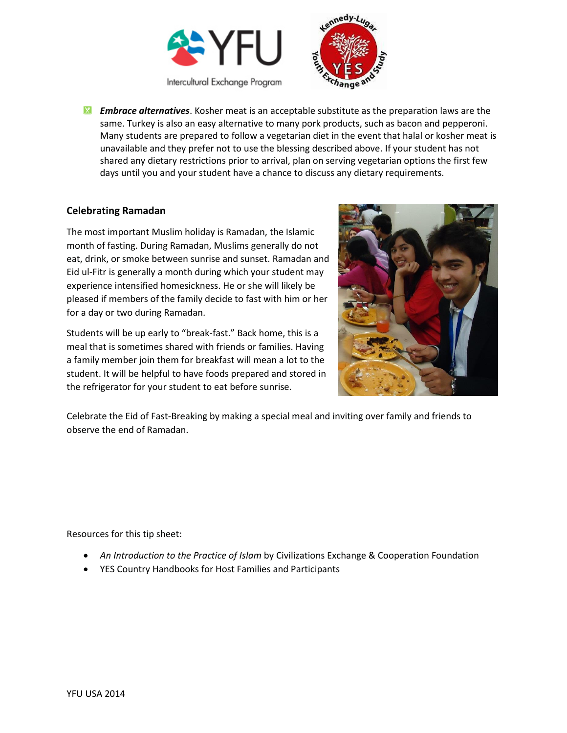- ***Embrace alternatives***. Kosher meat is an acceptable substitute as the preparation laws are the same. Turkey is also an easy alternative to many pork products, such as bacon and pepperoni. Many students are prepared to follow a vegetarian diet in the event that halal or kosher meat is unavailable and they prefer not to use the blessing described above. If your student has not shared any dietary restrictions prior to arrival, plan on serving vegetarian options the first few days until you and your student have a chance to discuss any dietary requirements.

## Celebrating Ramadan

The most important Muslim holiday is Ramadan, the Islamic month of fasting. During Ramadan, Muslims generally do not eat, drink, or smoke between sunrise and sunset. Ramadan and Eid ul-Fitr is generally a month during which your student may experience intensified homesickness. He or she will likely be pleased if members of the family decide to fast with him or her for a day or two during Ramadan.

Students will be up early to "break-fast." Back home, this is a meal that is sometimes shared with friends or families. Having a family member join them for breakfast will mean a lot to the student. It will be helpful to have foods prepared and stored in the refrigerator for your student to eat before sunrise.

Celebrate the Eid of Fast-Breaking by making a special meal and inviting over family and friends to observe the end of Ramadan.

Resources for this tip sheet:

- *An Introduction to the Practice of Islam* by Civilizations Exchange & Cooperation Foundation
- YES Country Handbooks for Host Families and Participants

YFU USA 2014